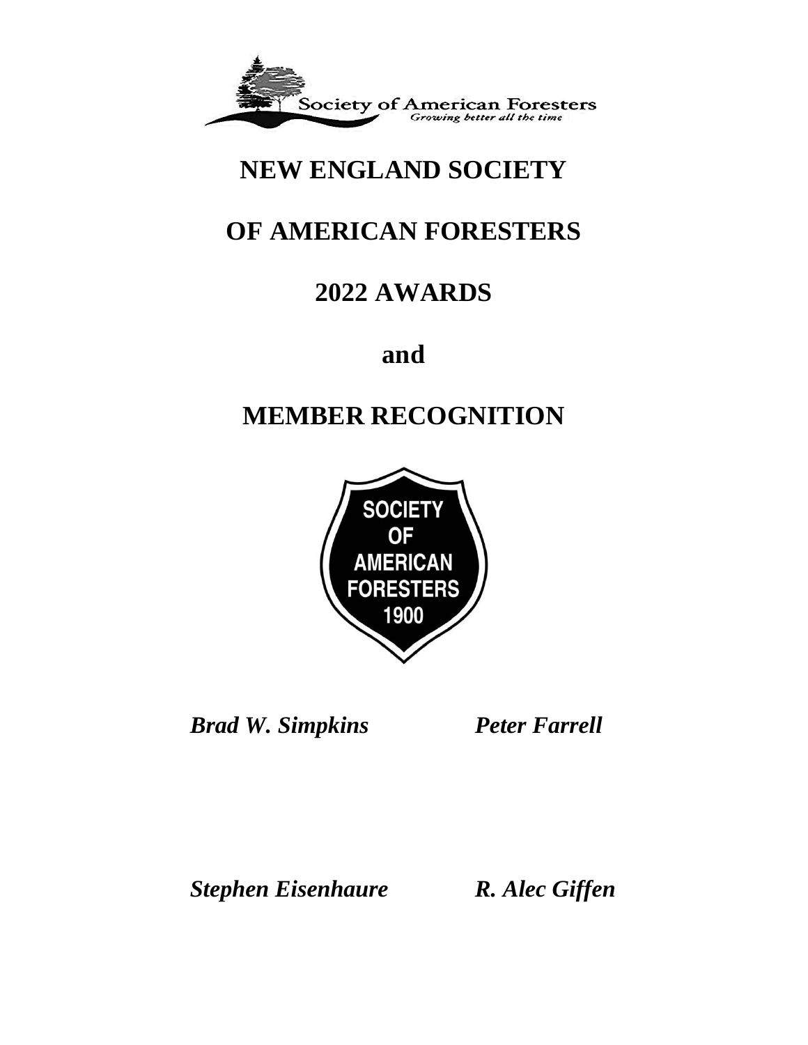Society of American Foresters
*Growing better all the time*

# NEW ENGLAND SOCIETY

# OF AMERICAN FORESTERS

# 2022 AWARDS

# and

# MEMBER RECOGNITION

SOCIETY OF AMERICAN FORESTERS 1900

***Brad W. Simpkins*** ***Peter Farrell***

***Stephen Eisenhaure*** ***R. Alec Giffen***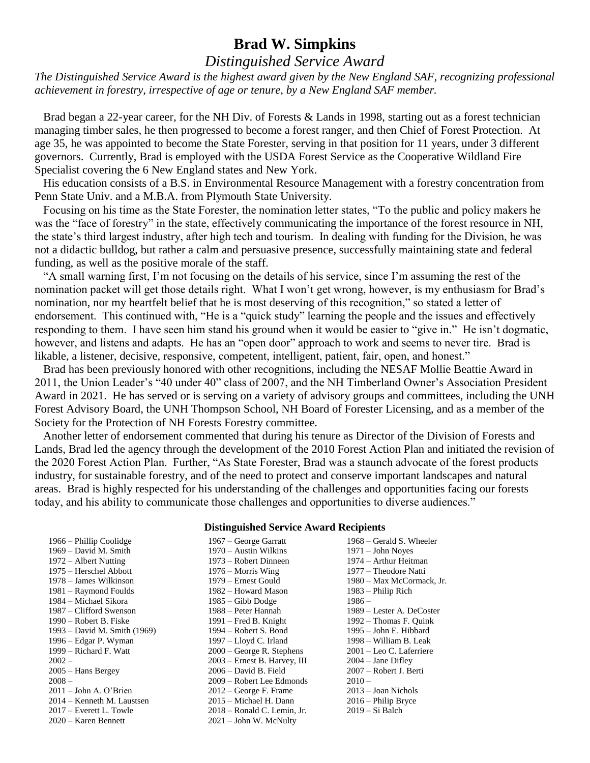# Brad W. Simpkins

## *Distinguished Service Award*

*The Distinguished Service Award is the highest award given by the New England SAF, recognizing professional achievement in forestry, irrespective of age or tenure, by a New England SAF member.*

Brad began a 22-year career, for the NH Div. of Forests & Lands in 1998, starting out as a forest technician managing timber sales, he then progressed to become a forest ranger, and then Chief of Forest Protection. At age 35, he was appointed to become the State Forester, serving in that position for 11 years, under 3 different governors. Currently, Brad is employed with the USDA Forest Service as the Cooperative Wildland Fire Specialist covering the 6 New England states and New York.

His education consists of a B.S. in Environmental Resource Management with a forestry concentration from Penn State Univ. and a M.B.A. from Plymouth State University.

Focusing on his time as the State Forester, the nomination letter states, "To the public and policy makers he was the "face of forestry" in the state, effectively communicating the importance of the forest resource in NH, the state's third largest industry, after high tech and tourism. In dealing with funding for the Division, he was not a didactic bulldog, but rather a calm and persuasive presence, successfully maintaining state and federal funding, as well as the positive morale of the staff.

"A small warning first, I'm not focusing on the details of his service, since I'm assuming the rest of the nomination packet will get those details right. What I won't get wrong, however, is my enthusiasm for Brad's nomination, nor my heartfelt belief that he is most deserving of this recognition," so stated a letter of endorsement. This continued with, "He is a "quick study" learning the people and the issues and effectively responding to them. I have seen him stand his ground when it would be easier to "give in." He isn't dogmatic, however, and listens and adapts. He has an "open door" approach to work and seems to never tire. Brad is likable, a listener, decisive, responsive, competent, intelligent, patient, fair, open, and honest."

Brad has been previously honored with other recognitions, including the NESAF Mollie Beattie Award in 2011, the Union Leader's "40 under 40" class of 2007, and the NH Timberland Owner's Association President Award in 2021. He has served or is serving on a variety of advisory groups and committees, including the UNH Forest Advisory Board, the UNH Thompson School, NH Board of Forester Licensing, and as a member of the Society for the Protection of NH Forests Forestry committee.

Another letter of endorsement commented that during his tenure as Director of the Division of Forests and Lands, Brad led the agency through the development of the 2010 Forest Action Plan and initiated the revision of the 2020 Forest Action Plan. Further, "As State Forester, Brad was a staunch advocate of the forest products industry, for sustainable forestry, and of the need to protect and conserve important landscapes and natural areas. Brad is highly respected for his understanding of the challenges and opportunities facing our forests today, and his ability to communicate those challenges and opportunities to diverse audiences."

### Distinguished Service Award Recipients

1966 – Phillip Coolidge
1967 – George Garratt
1968 – Gerald S. Wheeler
1969 – David M. Smith
1970 – Austin Wilkins
1971 – John Noyes
1972 – Albert Nutting
1973 – Robert Dinneen
1974 – Arthur Heitman
1975 – Herschel Abbott
1976 – Morris Wing
1977 – Theodore Natti
1978 – James Wilkinson
1979 – Ernest Gould
1980 – Max McCormack, Jr.
1981 – Raymond Foulds
1982 – Howard Mason
1983 – Philip Rich
1984 – Michael Sikora
1985 – Gibb Dodge
1986 –
1987 – Clifford Swenson
1988 – Peter Hannah
1989 – Lester A. DeCoster
1990 – Robert B. Fiske
1991 – Fred B. Knight
1992 – Thomas F. Quink
1993 – David M. Smith (1969)
1994 – Robert S. Bond
1995 – John E. Hibbard
1996 – Edgar P. Wyman
1997 – Lloyd C. Irland
1998 – William B. Leak
1999 – Richard F. Watt
2000 – George R. Stephens
2001 – Leo C. Laferriere
2002 –
2003 – Ernest B. Harvey, III
2004 – Jane Difley
2005 – Hans Bergey
2006 – David B. Field
2007 – Robert J. Berti
2008 –
2009 – Robert Lee Edmonds
2010 –
2011 – John A. O'Brien
2012 – George F. Frame
2013 – Joan Nichols
2014 – Kenneth M. Laustsen
2015 – Michael H. Dann
2016 – Philip Bryce
2017 – Everett L. Towle
2018 – Ronald C. Lemin, Jr.
2019 – Si Balch
2020 – Karen Bennett
2021 – John W. McNulty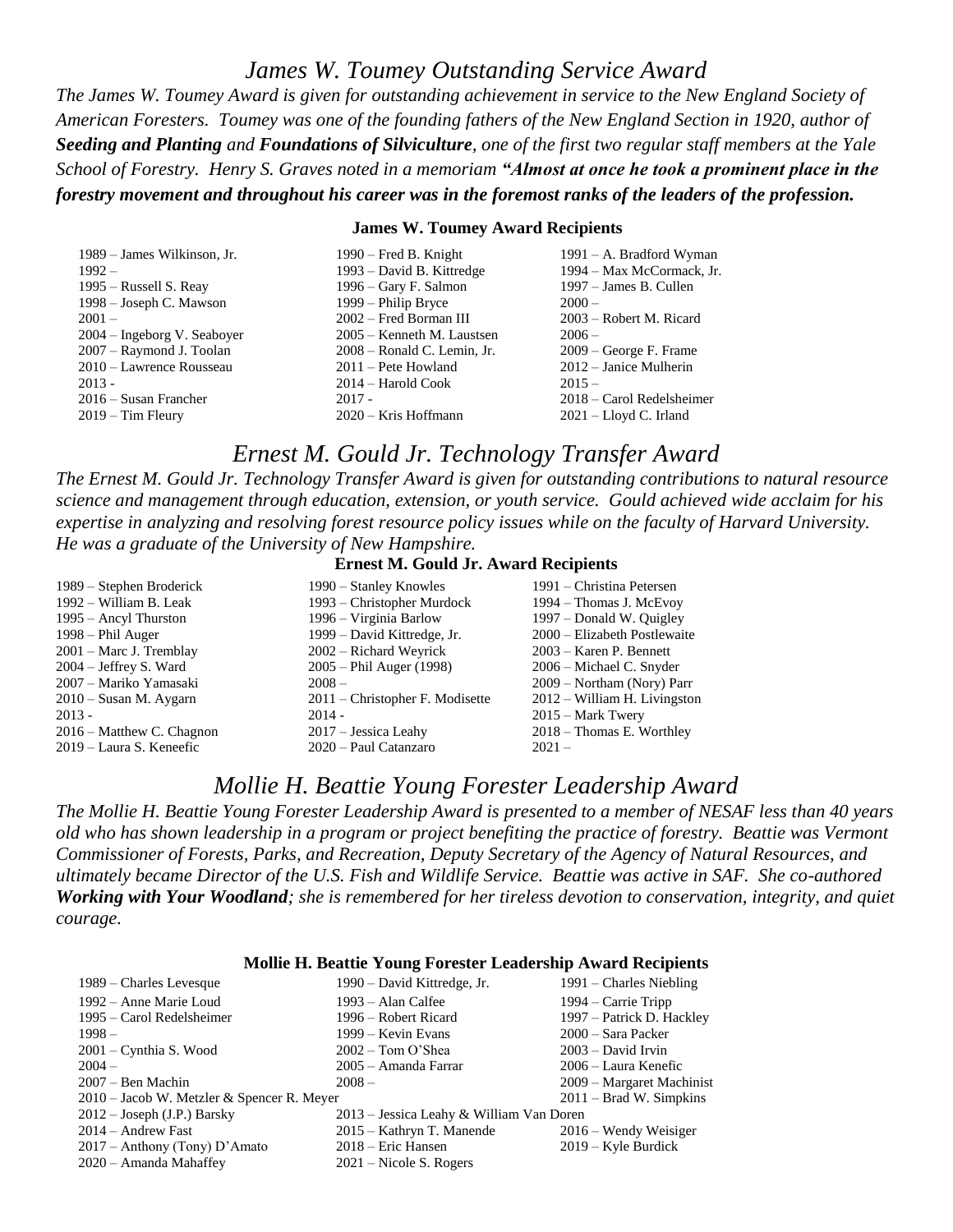# *James W. Toumey Outstanding Service Award*

*The James W. Toumey Award is given for outstanding achievement in service to the New England Society of American Foresters. Toumey was one of the founding fathers of the New England Section in 1920, author of* ***Seeding and Planting*** *and* ***Foundations of Silviculture****, one of the first two regular staff members at the Yale School of Forestry. Henry S. Graves noted in a memoriam* ***"Almost at once he took a prominent place in the forestry movement and throughout his career was in the foremost ranks of the leaders of the profession.***

### James W. Toumey Award Recipients

| | | |
|---|---|---|
| 1989 – James Wilkinson, Jr. | 1990 – Fred B. Knight | 1991 – A. Bradford Wyman |
| 1992 – | 1993 – David B. Kittredge | 1994 – Max McCormack, Jr. |
| 1995 – Russell S. Reay | 1996 – Gary F. Salmon | 1997 – James B. Cullen |
| 1998 – Joseph C. Mawson | 1999 – Philip Bryce | 2000 – |
| 2001 – | 2002 – Fred Borman III | 2003 – Robert M. Ricard |
| 2004 – Ingeborg V. Seaboyer | 2005 – Kenneth M. Laustsen | 2006 – |
| 2007 – Raymond J. Toolan | 2008 – Ronald C. Lemin, Jr. | 2009 – George F. Frame |
| 2010 – Lawrence Rousseau | 2011 – Pete Howland | 2012 – Janice Mulherin |
| 2013 - | 2014 – Harold Cook | 2015 – |
| 2016 – Susan Francher | 2017 - | 2018 – Carol Redelsheimer |
| 2019 – Tim Fleury | 2020 – Kris Hoffmann | 2021 – Lloyd C. Irland |

# *Ernest M. Gould Jr. Technology Transfer Award*

*The Ernest M. Gould Jr. Technology Transfer Award is given for outstanding contributions to natural resource science and management through education, extension, or youth service. Gould achieved wide acclaim for his expertise in analyzing and resolving forest resource policy issues while on the faculty of Harvard University. He was a graduate of the University of New Hampshire.*

### Ernest M. Gould Jr. Award Recipients

| | | |
|---|---|---|
| 1989 – Stephen Broderick | 1990 – Stanley Knowles | 1991 – Christina Petersen |
| 1992 – William B. Leak | 1993 – Christopher Murdock | 1994 – Thomas J. McEvoy |
| 1995 – Ancyl Thurston | 1996 – Virginia Barlow | 1997 – Donald W. Quigley |
| 1998 – Phil Auger | 1999 – David Kittredge, Jr. | 2000 – Elizabeth Postlewaite |
| 2001 – Marc J. Tremblay | 2002 – Richard Weyrick | 2003 – Karen P. Bennett |
| 2004 – Jeffrey S. Ward | 2005 – Phil Auger (1998) | 2006 – Michael C. Snyder |
| 2007 – Mariko Yamasaki | 2008 – | 2009 – Northam (Nory) Parr |
| 2010 – Susan M. Aygarn | 2011 – Christopher F. Modisette | 2012 – William H. Livingston |
| 2013 - | 2014 - | 2015 – Mark Twery |
| 2016 – Matthew C. Chagnon | 2017 – Jessica Leahy | 2018 – Thomas E. Worthley |
| 2019 – Laura S. Keneefic | 2020 – Paul Catanzaro | 2021 – |

# *Mollie H. Beattie Young Forester Leadership Award*

*The Mollie H. Beattie Young Forester Leadership Award is presented to a member of NESAF less than 40 years old who has shown leadership in a program or project benefiting the practice of forestry. Beattie was Vermont Commissioner of Forests, Parks, and Recreation, Deputy Secretary of the Agency of Natural Resources, and ultimately became Director of the U.S. Fish and Wildlife Service. Beattie was active in SAF. She co-authored* ***Working with Your Woodland****; she is remembered for her tireless devotion to conservation, integrity, and quiet courage.*

### Mollie H. Beattie Young Forester Leadership Award Recipients

| | | |
|---|---|---|
| 1989 – Charles Levesque | 1990 – David Kittredge, Jr. | 1991 – Charles Niebling |
| 1992 – Anne Marie Loud | 1993 – Alan Calfee | 1994 – Carrie Tripp |
| 1995 – Carol Redelsheimer | 1996 – Robert Ricard | 1997 – Patrick D. Hackley |
| 1998 – | 1999 – Kevin Evans | 2000 – Sara Packer |
| 2001 – Cynthia S. Wood | 2002 – Tom O'Shea | 2003 – David Irvin |
| 2004 – | 2005 – Amanda Farrar | 2006 – Laura Kenefic |
| 2007 – Ben Machin | 2008 – | 2009 – Margaret Machinist |
| 2010 – Jacob W. Metzler & Spencer R. Meyer | | 2011 – Brad W. Simpkins |
| 2012 – Joseph (J.P.) Barsky | 2013 – Jessica Leahy & William Van Doren | |
| 2014 – Andrew Fast | 2015 – Kathryn T. Manende | 2016 – Wendy Weisiger |
| 2017 – Anthony (Tony) D'Amato | 2018 – Eric Hansen | 2019 – Kyle Burdick |
| 2020 – Amanda Mahaffey | 2021 – Nicole S. Rogers | |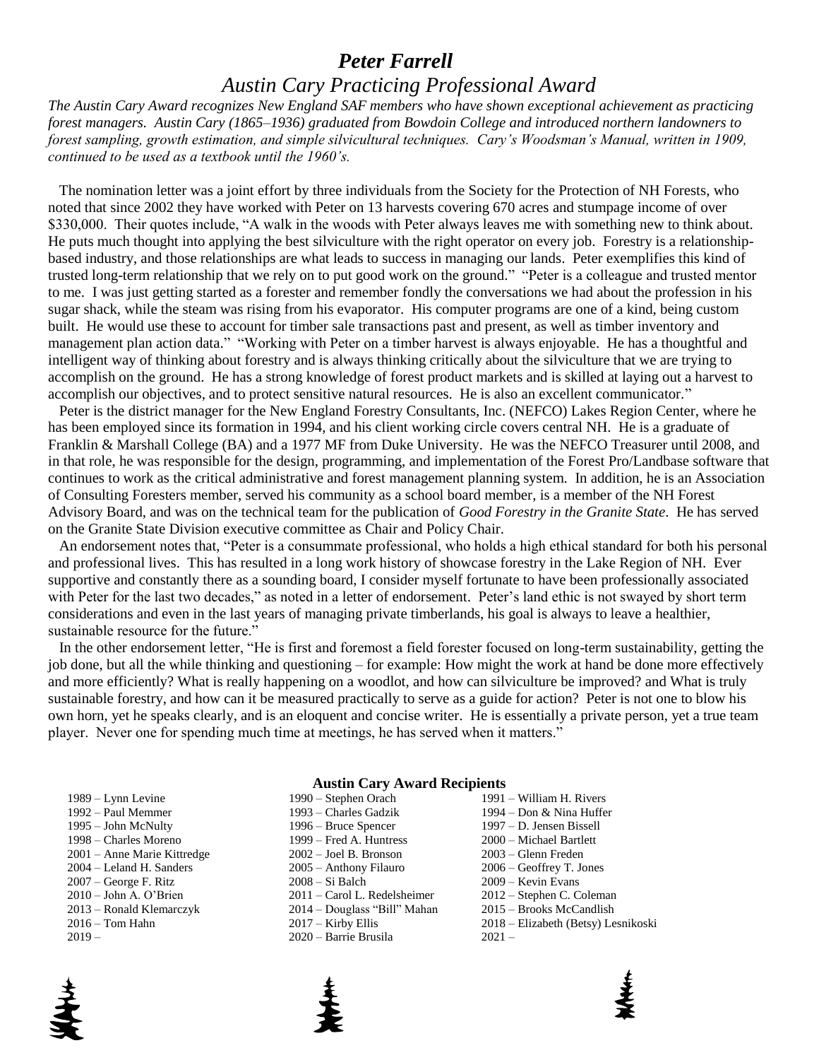# *Peter Farrell*

## *Austin Cary Practicing Professional Award*

*The Austin Cary Award recognizes New England SAF members who have shown exceptional achievement as practicing forest managers. Austin Cary (1865–1936) graduated from Bowdoin College and introduced northern landowners to forest sampling, growth estimation, and simple silvicultural techniques. Cary's Woodsman's Manual, written in 1909, continued to be used as a textbook until the 1960's.*

The nomination letter was a joint effort by three individuals from the Society for the Protection of NH Forests, who noted that since 2002 they have worked with Peter on 13 harvests covering 670 acres and stumpage income of over \$330,000. Their quotes include, "A walk in the woods with Peter always leaves me with something new to think about. He puts much thought into applying the best silviculture with the right operator on every job. Forestry is a relationship-based industry, and those relationships are what leads to success in managing our lands. Peter exemplifies this kind of trusted long-term relationship that we rely on to put good work on the ground." "Peter is a colleague and trusted mentor to me. I was just getting started as a forester and remember fondly the conversations we had about the profession in his sugar shack, while the steam was rising from his evaporator. His computer programs are one of a kind, being custom built. He would use these to account for timber sale transactions past and present, as well as timber inventory and management plan action data." "Working with Peter on a timber harvest is always enjoyable. He has a thoughtful and intelligent way of thinking about forestry and is always thinking critically about the silviculture that we are trying to accomplish on the ground. He has a strong knowledge of forest product markets and is skilled at laying out a harvest to accomplish our objectives, and to protect sensitive natural resources. He is also an excellent communicator."

Peter is the district manager for the New England Forestry Consultants, Inc. (NEFCO) Lakes Region Center, where he has been employed since its formation in 1994, and his client working circle covers central NH. He is a graduate of Franklin & Marshall College (BA) and a 1977 MF from Duke University. He was the NEFCO Treasurer until 2008, and in that role, he was responsible for the design, programming, and implementation of the Forest Pro/Landbase software that continues to work as the critical administrative and forest management planning system. In addition, he is an Association of Consulting Foresters member, served his community as a school board member, is a member of the NH Forest Advisory Board, and was on the technical team for the publication of *Good Forestry in the Granite State*. He has served on the Granite State Division executive committee as Chair and Policy Chair.

An endorsement notes that, "Peter is a consummate professional, who holds a high ethical standard for both his personal and professional lives. This has resulted in a long work history of showcase forestry in the Lake Region of NH. Ever supportive and constantly there as a sounding board, I consider myself fortunate to have been professionally associated with Peter for the last two decades," as noted in a letter of endorsement. Peter's land ethic is not swayed by short term considerations and even in the last years of managing private timberlands, his goal is always to leave a healthier, sustainable resource for the future."

In the other endorsement letter, "He is first and foremost a field forester focused on long-term sustainability, getting the job done, but all the while thinking and questioning – for example: How might the work at hand be done more effectively and more efficiently? What is really happening on a woodlot, and how can silviculture be improved? and What is truly sustainable forestry, and how can it be measured practically to serve as a guide for action? Peter is not one to blow his own horn, yet he speaks clearly, and is an eloquent and concise writer. He is essentially a private person, yet a true team player. Never one for spending much time at meetings, he has served when it matters."

**Austin Cary Award Recipients**

| | | |
|---|---|---|
| 1989 – Lynn Levine | 1990 – Stephen Orach | 1991 – William H. Rivers |
| 1992 – Paul Memmer | 1993 – Charles Gadzik | 1994 – Don & Nina Huffer |
| 1995 – John McNulty | 1996 – Bruce Spencer | 1997 – D. Jensen Bissell |
| 1998 – Charles Moreno | 1999 – Fred A. Huntress | 2000 – Michael Bartlett |
| 2001 – Anne Marie Kittredge | 2002 – Joel B. Bronson | 2003 – Glenn Freden |
| 2004 – Leland H. Sanders | 2005 – Anthony Filauro | 2006 – Geoffrey T. Jones |
| 2007 – George F. Ritz | 2008 – Si Balch | 2009 – Kevin Evans |
| 2010 – John A. O'Brien | 2011 – Carol L. Redelsheimer | 2012 – Stephen C. Coleman |
| 2013 – Ronald Klemarczyk | 2014 – Douglass "Bill" Mahan | 2015 – Brooks McCandlish |
| 2016 – Tom Hahn | 2017 – Kirby Ellis | 2018 – Elizabeth (Betsy) Lesnikoski |
| 2019 – | 2020 – Barrie Brusila | 2021 – |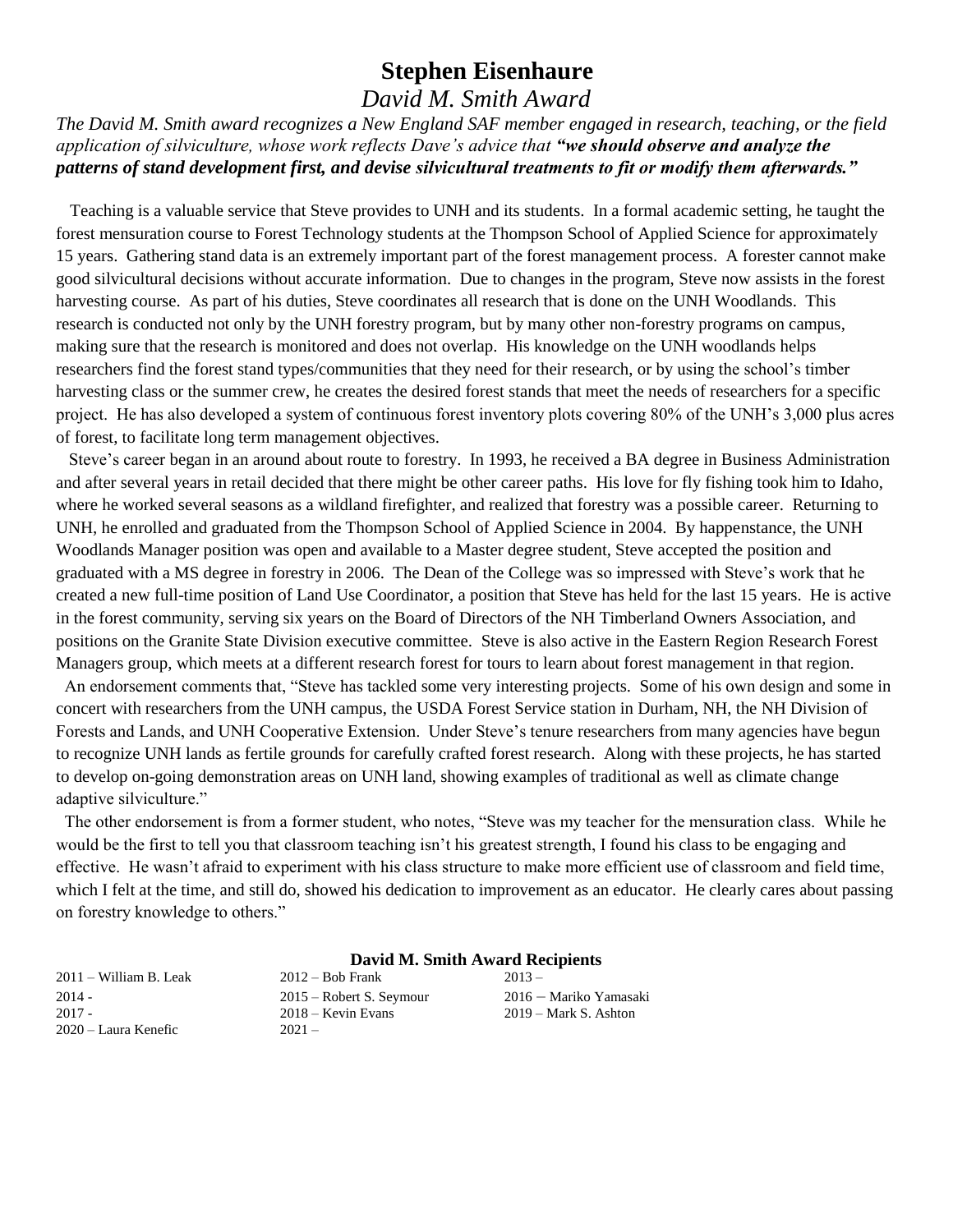# Stephen Eisenhaure

## *David M. Smith Award*

*The David M. Smith award recognizes a New England SAF member engaged in research, teaching, or the field application of silviculture, whose work reflects Dave's advice that* ***"we should observe and analyze the patterns of stand development first, and devise silvicultural treatments to fit or modify them afterwards."***

Teaching is a valuable service that Steve provides to UNH and its students. In a formal academic setting, he taught the forest mensuration course to Forest Technology students at the Thompson School of Applied Science for approximately 15 years. Gathering stand data is an extremely important part of the forest management process. A forester cannot make good silvicultural decisions without accurate information. Due to changes in the program, Steve now assists in the forest harvesting course. As part of his duties, Steve coordinates all research that is done on the UNH Woodlands. This research is conducted not only by the UNH forestry program, but by many other non-forestry programs on campus, making sure that the research is monitored and does not overlap. His knowledge on the UNH woodlands helps researchers find the forest stand types/communities that they need for their research, or by using the school's timber harvesting class or the summer crew, he creates the desired forest stands that meet the needs of researchers for a specific project. He has also developed a system of continuous forest inventory plots covering 80% of the UNH's 3,000 plus acres of forest, to facilitate long term management objectives.

Steve's career began in an around about route to forestry. In 1993, he received a BA degree in Business Administration and after several years in retail decided that there might be other career paths. His love for fly fishing took him to Idaho, where he worked several seasons as a wildland firefighter, and realized that forestry was a possible career. Returning to UNH, he enrolled and graduated from the Thompson School of Applied Science in 2004. By happenstance, the UNH Woodlands Manager position was open and available to a Master degree student, Steve accepted the position and graduated with a MS degree in forestry in 2006. The Dean of the College was so impressed with Steve's work that he created a new full-time position of Land Use Coordinator, a position that Steve has held for the last 15 years. He is active in the forest community, serving six years on the Board of Directors of the NH Timberland Owners Association, and positions on the Granite State Division executive committee. Steve is also active in the Eastern Region Research Forest Managers group, which meets at a different research forest for tours to learn about forest management in that region.

An endorsement comments that, "Steve has tackled some very interesting projects. Some of his own design and some in concert with researchers from the UNH campus, the USDA Forest Service station in Durham, NH, the NH Division of Forests and Lands, and UNH Cooperative Extension. Under Steve's tenure researchers from many agencies have begun to recognize UNH lands as fertile grounds for carefully crafted forest research. Along with these projects, he has started to develop on-going demonstration areas on UNH land, showing examples of traditional as well as climate change adaptive silviculture."

The other endorsement is from a former student, who notes, "Steve was my teacher for the mensuration class. While he would be the first to tell you that classroom teaching isn't his greatest strength, I found his class to be engaging and effective. He wasn't afraid to experiment with his class structure to make more efficient use of classroom and field time, which I felt at the time, and still do, showed his dedication to improvement as an educator. He clearly cares about passing on forestry knowledge to others."

### David M. Smith Award Recipients

| | | |
|---|---|---|
| 2011 – William B. Leak | 2012 – Bob Frank | 2013 – |
| 2014 - | 2015 – Robert S. Seymour | 2016 – Mariko Yamasaki |
| 2017 - | 2018 – Kevin Evans | 2019 – Mark S. Ashton |
| 2020 – Laura Kenefic | 2021 – | |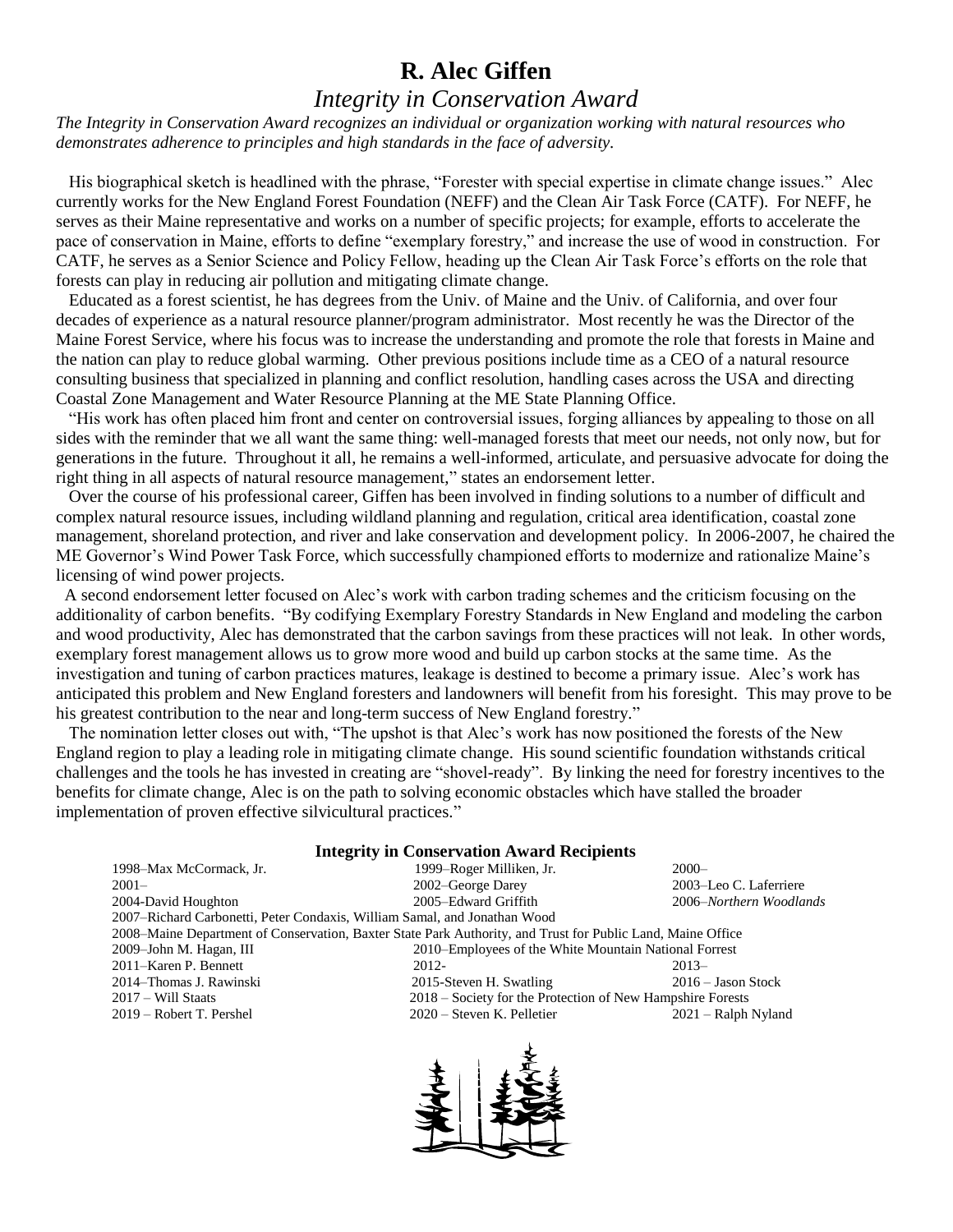# R. Alec Giffen

## *Integrity in Conservation Award*

*The Integrity in Conservation Award recognizes an individual or organization working with natural resources who demonstrates adherence to principles and high standards in the face of adversity.*

His biographical sketch is headlined with the phrase, "Forester with special expertise in climate change issues." Alec currently works for the New England Forest Foundation (NEFF) and the Clean Air Task Force (CATF). For NEFF, he serves as their Maine representative and works on a number of specific projects; for example, efforts to accelerate the pace of conservation in Maine, efforts to define "exemplary forestry," and increase the use of wood in construction. For CATF, he serves as a Senior Science and Policy Fellow, heading up the Clean Air Task Force's efforts on the role that forests can play in reducing air pollution and mitigating climate change.

Educated as a forest scientist, he has degrees from the Univ. of Maine and the Univ. of California, and over four decades of experience as a natural resource planner/program administrator. Most recently he was the Director of the Maine Forest Service, where his focus was to increase the understanding and promote the role that forests in Maine and the nation can play to reduce global warming. Other previous positions include time as a CEO of a natural resource consulting business that specialized in planning and conflict resolution, handling cases across the USA and directing Coastal Zone Management and Water Resource Planning at the ME State Planning Office.

"His work has often placed him front and center on controversial issues, forging alliances by appealing to those on all sides with the reminder that we all want the same thing: well-managed forests that meet our needs, not only now, but for generations in the future. Throughout it all, he remains a well-informed, articulate, and persuasive advocate for doing the right thing in all aspects of natural resource management," states an endorsement letter.

Over the course of his professional career, Giffen has been involved in finding solutions to a number of difficult and complex natural resource issues, including wildland planning and regulation, critical area identification, coastal zone management, shoreland protection, and river and lake conservation and development policy. In 2006-2007, he chaired the ME Governor's Wind Power Task Force, which successfully championed efforts to modernize and rationalize Maine's licensing of wind power projects.

A second endorsement letter focused on Alec's work with carbon trading schemes and the criticism focusing on the additionality of carbon benefits. "By codifying Exemplary Forestry Standards in New England and modeling the carbon and wood productivity, Alec has demonstrated that the carbon savings from these practices will not leak. In other words, exemplary forest management allows us to grow more wood and build up carbon stocks at the same time. As the investigation and tuning of carbon practices matures, leakage is destined to become a primary issue. Alec's work has anticipated this problem and New England foresters and landowners will benefit from his foresight. This may prove to be his greatest contribution to the near and long-term success of New England forestry."

The nomination letter closes out with, "The upshot is that Alec's work has now positioned the forests of the New England region to play a leading role in mitigating climate change. His sound scientific foundation withstands critical challenges and the tools he has invested in creating are "shovel-ready". By linking the need for forestry incentives to the benefits for climate change, Alec is on the path to solving economic obstacles which have stalled the broader implementation of proven effective silvicultural practices."

### Integrity in Conservation Award Recipients

1998–Max McCormack, Jr. | 1999–Roger Milliken, Jr. | 2000–
2001– | 2002–George Darey | 2003–Leo C. Laferriere
2004-David Houghton | 2005–Edward Griffith | 2006–*Northern Woodlands*
2007–Richard Carbonetti, Peter Condaxis, William Samal, and Jonathan Wood
2008–Maine Department of Conservation, Baxter State Park Authority, and Trust for Public Land, Maine Office
2009–John M. Hagan, III | 2010–Employees of the White Mountain National Forrest
2011–Karen P. Bennett | 2012- | 2013–
2014–Thomas J. Rawinski | 2015-Steven H. Swatling | 2016 – Jason Stock
2017 – Will Staats | 2018 – Society for the Protection of New Hampshire Forests
2019 – Robert T. Pershel | 2020 – Steven K. Pelletier | 2021 – Ralph Nyland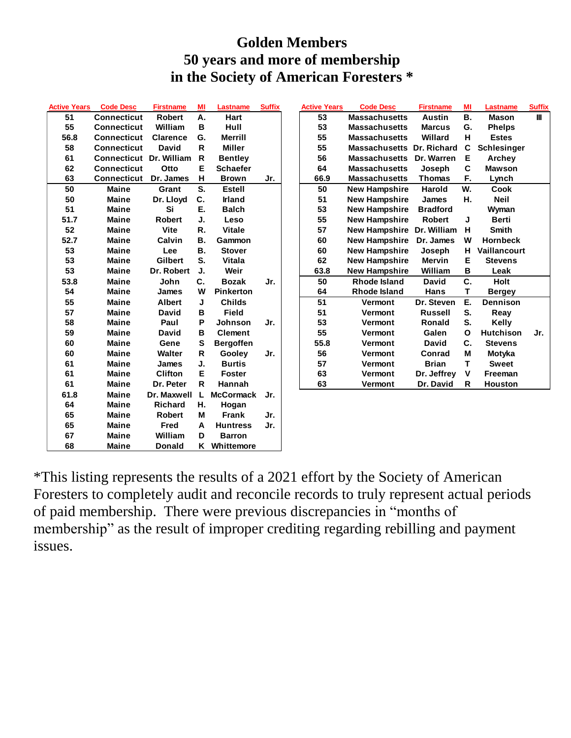# Golden Members
# 50 years and more of membership
# in the Society of American Foresters *

| Active Years | Code Desc | Firstname | MI | Lastname | Suffix |
|---|---|---|---|---|---|
| 51 | Connecticut | Robert | A. | Hart | |
| 55 | Connecticut | William | B | Hull | |
| 56.8 | Connecticut | Clarence | G. | Merrill | |
| 58 | Connecticut | David | R | Miller | |
| 61 | Connecticut | Dr. William | R | Bentley | |
| 62 | Connecticut | Otto | E | Schaefer | |
| 63 | Connecticut | Dr. James | H | Brown | Jr. |
| 50 | Maine | Grant | S. | Estell | |
| 50 | Maine | Dr. Lloyd | C. | Irland | |
| 51 | Maine | Si | E. | Balch | |
| 51.7 | Maine | Robert | J. | Leso | |
| 52 | Maine | Vite | R. | Vitale | |
| 52.7 | Maine | Calvin | B. | Gammon | |
| 53 | Maine | Lee | B. | Stover | |
| 53 | Maine | Gilbert | S. | Vitala | |
| 53 | Maine | Dr. Robert | J. | Weir | |
| 53.8 | Maine | John | C. | Bozak | Jr. |
| 54 | Maine | James | W | Pinkerton | |
| 55 | Maine | Albert | J | Childs | |
| 57 | Maine | David | B | Field | |
| 58 | Maine | Paul | P | Johnson | Jr. |
| 59 | Maine | David | B | Clement | |
| 60 | Maine | Gene | S | Bergoffen | |
| 60 | Maine | Walter | R | Gooley | Jr. |
| 61 | Maine | James | J. | Burtis | |
| 61 | Maine | Clifton | E | Foster | |
| 61 | Maine | Dr. Peter | R | Hannah | |
| 61.8 | Maine | Dr. Maxwell | L | McCormack | Jr. |
| 64 | Maine | Richard | H. | Hogan | |
| 65 | Maine | Robert | M | Frank | Jr. |
| 65 | Maine | Fred | A | Huntress | Jr. |
| 67 | Maine | William | D | Barron | |
| 68 | Maine | Donald | K | Whittemore | |

| Active Years | Code Desc | Firstname | MI | Lastname | Suffix |
|---|---|---|---|---|---|
| 53 | Massachusetts | Austin | B. | Mason | III |
| 53 | Massachusetts | Marcus | G. | Phelps | |
| 55 | Massachusetts | Willard | H | Estes | |
| 55 | Massachusetts | Dr. Richard | C | Schlesinger | |
| 56 | Massachusetts | Dr. Warren | E | Archey | |
| 64 | Massachusetts | Joseph | C | Mawson | |
| 66.9 | Massachusetts | Thomas | F. | Lynch | |
| 50 | New Hampshire | Harold | W. | Cook | |
| 51 | New Hampshire | James | H. | Neil | |
| 53 | New Hampshire | Bradford | | Wyman | |
| 55 | New Hampshire | Robert | J | Berti | |
| 57 | New Hampshire | Dr. William | H | Smith | |
| 60 | New Hampshire | Dr. James | W | Hornbeck | |
| 60 | New Hampshire | Joseph | H | Vaillancourt | |
| 62 | New Hampshire | Mervin | E | Stevens | |
| 63.8 | New Hampshire | William | B | Leak | |
| 50 | Rhode Island | David | C. | Holt | |
| 64 | Rhode Island | Hans | T | Bergey | |
| 51 | Vermont | Dr. Steven | E. | Dennison | |
| 51 | Vermont | Russell | S. | Reay | |
| 53 | Vermont | Ronald | S. | Kelly | |
| 55 | Vermont | Galen | O | Hutchison | Jr. |
| 55.8 | Vermont | David | C. | Stevens | |
| 56 | Vermont | Conrad | M | Motyka | |
| 57 | Vermont | Brian | T | Sweet | |
| 63 | Vermont | Dr. Jeffrey | V | Freeman | |
| 63 | Vermont | Dr. David | R | Houston | |

*This listing represents the results of a 2021 effort by the Society of American Foresters to completely audit and reconcile records to truly represent actual periods of paid membership. There were previous discrepancies in "months of membership" as the result of improper crediting regarding rebilling and payment issues.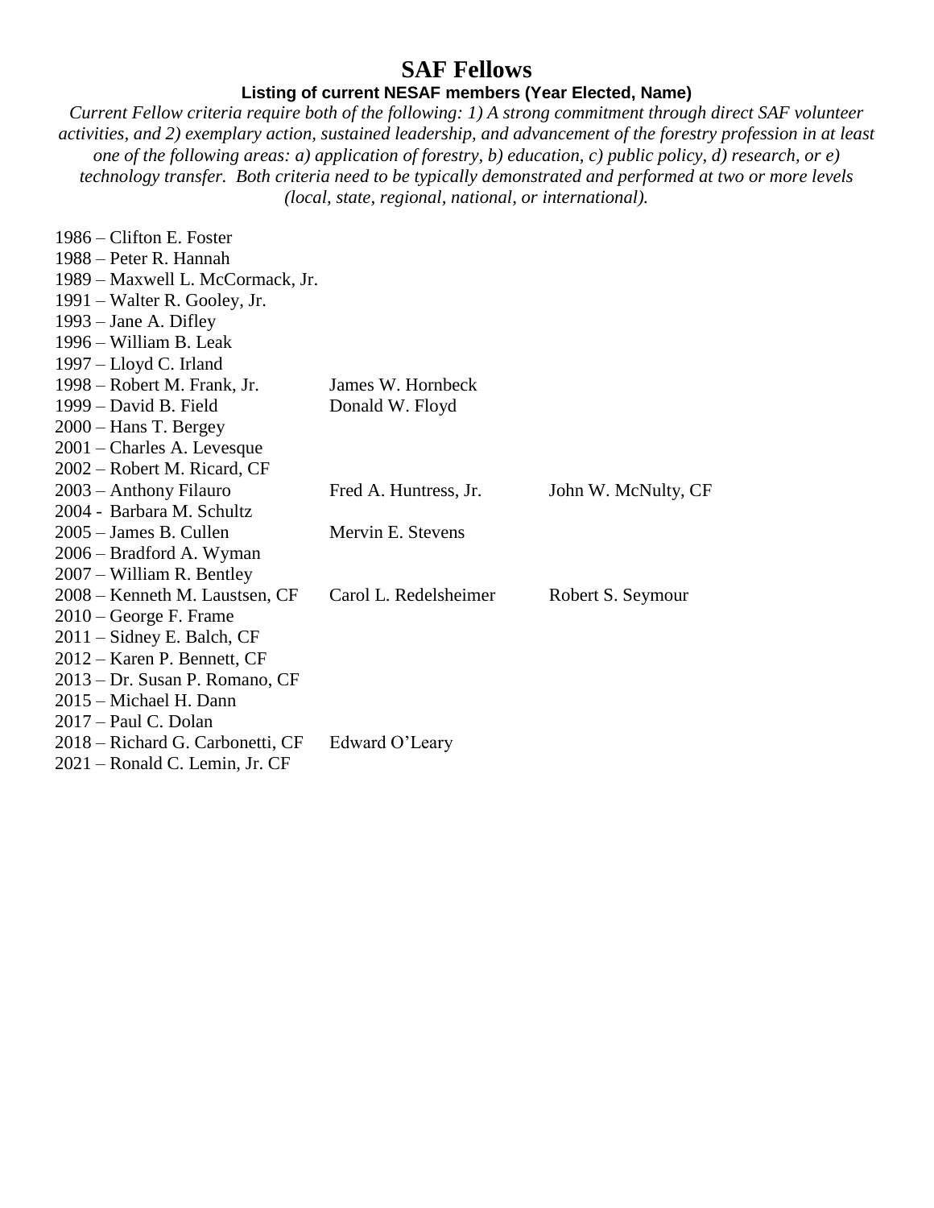# SAF Fellows

**Listing of current NESAF members (Year Elected, Name)**

*Current Fellow criteria require both of the following: 1) A strong commitment through direct SAF volunteer activities, and 2) exemplary action, sustained leadership, and advancement of the forestry profession in at least one of the following areas: a) application of forestry, b) education, c) public policy, d) research, or e) technology transfer. Both criteria need to be typically demonstrated and performed at two or more levels (local, state, regional, national, or international).*

| | | |
|---|---|---|
| 1986 – Clifton E. Foster | | |
| 1988 – Peter R. Hannah | | |
| 1989 – Maxwell L. McCormack, Jr. | | |
| 1991 – Walter R. Gooley, Jr. | | |
| 1993 – Jane A. Difley | | |
| 1996 – William B. Leak | | |
| 1997 – Lloyd C. Irland | | |
| 1998 – Robert M. Frank, Jr. | James W. Hornbeck | |
| 1999 – David B. Field | Donald W. Floyd | |
| 2000 – Hans T. Bergey | | |
| 2001 – Charles A. Levesque | | |
| 2002 – Robert M. Ricard, CF | | |
| 2003 – Anthony Filauro | Fred A. Huntress, Jr. | John W. McNulty, CF |
| 2004 - Barbara M. Schultz | | |
| 2005 – James B. Cullen | Mervin E. Stevens | |
| 2006 – Bradford A. Wyman | | |
| 2007 – William R. Bentley | | |
| 2008 – Kenneth M. Laustsen, CF | Carol L. Redelsheimer | Robert S. Seymour |
| 2010 – George F. Frame | | |
| 2011 – Sidney E. Balch, CF | | |
| 2012 – Karen P. Bennett, CF | | |
| 2013 – Dr. Susan P. Romano, CF | | |
| 2015 – Michael H. Dann | | |
| 2017 – Paul C. Dolan | | |
| 2018 – Richard G. Carbonetti, CF | Edward O'Leary | |
| 2021 – Ronald C. Lemin, Jr. CF | | |